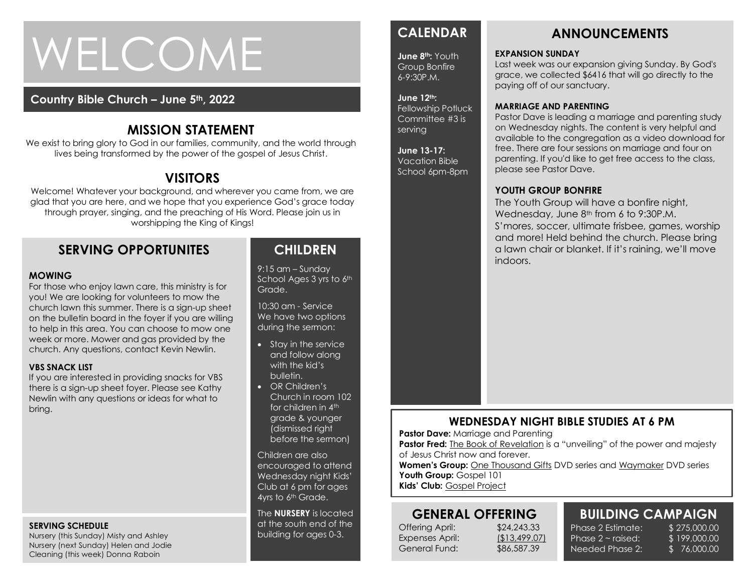# WELCOME

**Country Bible Church – June 5th, 2022**

## MISSION STATEMENT

We exist to bring glory to God in our families, community, and the world through lives being transformed by the power of the gospel of Jesus Christ.

## VISITORS

Welcome! Whatever your background, and wherever you came from, we are glad that you are here, and we hope that you experience God's grace today through prayer, singing, and the preaching of His Word. Please join us in worshipping the King of Kings!

## SERVING OPPORTUNITES

**MOWING**

For those who enjoy lawn care, this ministry is for you! We are looking for volunteers to mow the church lawn this summer. There is a sign-up sheet on the bulletin board in the foyer if you are willing to help in this area. You can choose to mow one week or more. Mower and gas provided by the church. Any questions, contact Kevin Newlin.

**VBS SNACK LIST**

If you are interested in providing snacks for VBS there is a sign-up sheet foyer. Please see Kathy Newlin with any questions or ideas for what to bring.

**SERVING SCHEDULE**

Nursery (this Sunday) Misty and Ashley
Nursery (next Sunday) Helen and Jodie
Cleaning (this week) Donna Raboin

## CHILDREN

9:15 am – Sunday School Ages 3 yrs to 6th Grade.

10:30 am - Service
We have two options during the sermon:

- Stay in the service and follow along with the kid's bulletin.
- OR Children's Church in room 102 for children in 4th grade & younger (dismissed right before the sermon)

Children are also encouraged to attend Wednesday night Kids' Club at 6 pm for ages 4yrs to 6th Grade.

The **NURSERY** is located at the south end of the building for ages 0-3.

## CALENDAR

**June 8th:** Youth Group Bonfire 6-9:30P.M.

**June 12th:** Fellowship Potluck Committee #3 is serving

**June 13-17:** Vacation Bible School 6pm-8pm

## ANNOUNCEMENTS

**EXPANSION SUNDAY**

Last week was our expansion giving Sunday. By God's grace, we collected $6416 that will go directly to the paying off of our sanctuary.

**MARRIAGE AND PARENTING**

Pastor Dave is leading a marriage and parenting study on Wednesday nights. The content is very helpful and available to the congregation as a video download for free. There are four sessions on marriage and four on parenting. If you'd like to get free access to the class, please see Pastor Dave.

**YOUTH GROUP BONFIRE**

The Youth Group will have a bonfire night, Wednesday, June 8th from 6 to 9:30P.M. S'mores, soccer, ultimate frisbee, games, worship and more! Held behind the church. Please bring a lawn chair or blanket. If it's raining, we'll move indoors.

## WEDNESDAY NIGHT BIBLE STUDIES AT 6 PM

**Pastor Dave:** Marriage and Parenting
**Pastor Fred:** The Book of Revelation is a "unveiling" of the power and majesty of Jesus Christ now and forever.
**Women's Group:** One Thousand Gifts DVD series and Waymaker DVD series
**Youth Group:** Gospel 101
**Kids' Club:** Gospel Project

## GENERAL OFFERING

| | |
|---|---|
| Offering April: | $24,243.33 |
| Expenses April: | ($13,499.07) |
| General Fund: | $86,587.39 |

## BUILDING CAMPAIGN

| | |
|---|---|
| Phase 2 Estimate: | $ 275,000.00 |
| Phase 2 ~ raised: | $ 199,000.00 |
| Needed Phase 2: | $ 76,000.00 |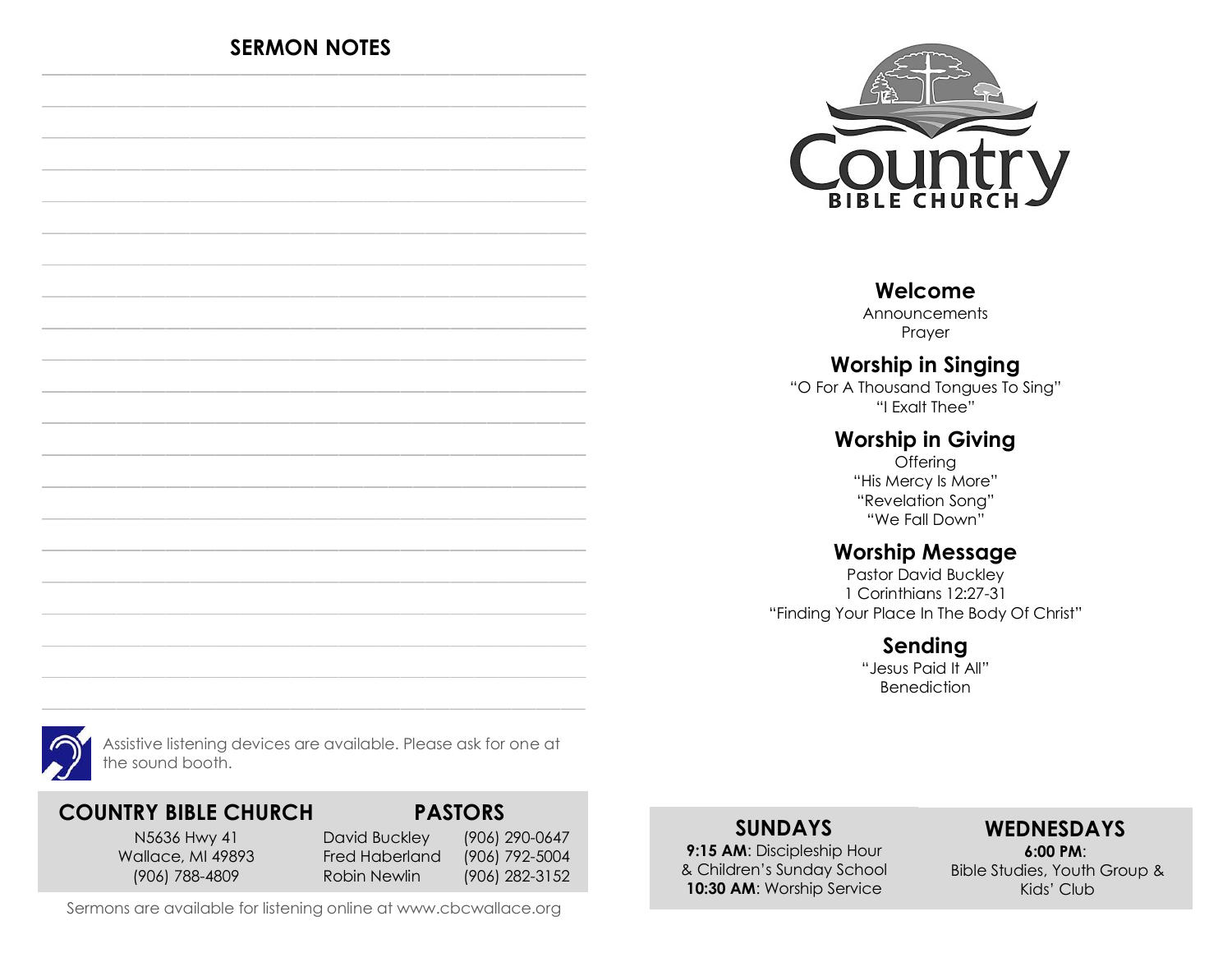## SERMON NOTES

Assistive listening devices are available. Please ask for one at the sound booth.

### COUNTRY BIBLE CHURCH

N5636 Hwy 41
Wallace, MI 49893
(906) 788-4809

### PASTORS

| | |
|---|---|
| David Buckley | (906) 290-0647 |
| Fred Haberland | (906) 792-5004 |
| Robin Newlin | (906) 282-3152 |

Sermons are available for listening online at www.cbcwallace.org

# Country
BIBLE CHURCH

## Welcome

Announcements
Prayer

## Worship in Singing

"O For A Thousand Tongues To Sing"
"I Exalt Thee"

## Worship in Giving

Offering
"His Mercy Is More"
"Revelation Song"
"We Fall Down"

## Worship Message

Pastor David Buckley
1 Corinthians 12:27-31
"Finding Your Place In The Body Of Christ"

## Sending

"Jesus Paid It All"
Benediction

### SUNDAYS

**9:15 AM**: Discipleship Hour & Children's Sunday School
**10:30 AM**: Worship Service

### WEDNESDAYS

**6:00 PM**:
Bible Studies, Youth Group & Kids' Club